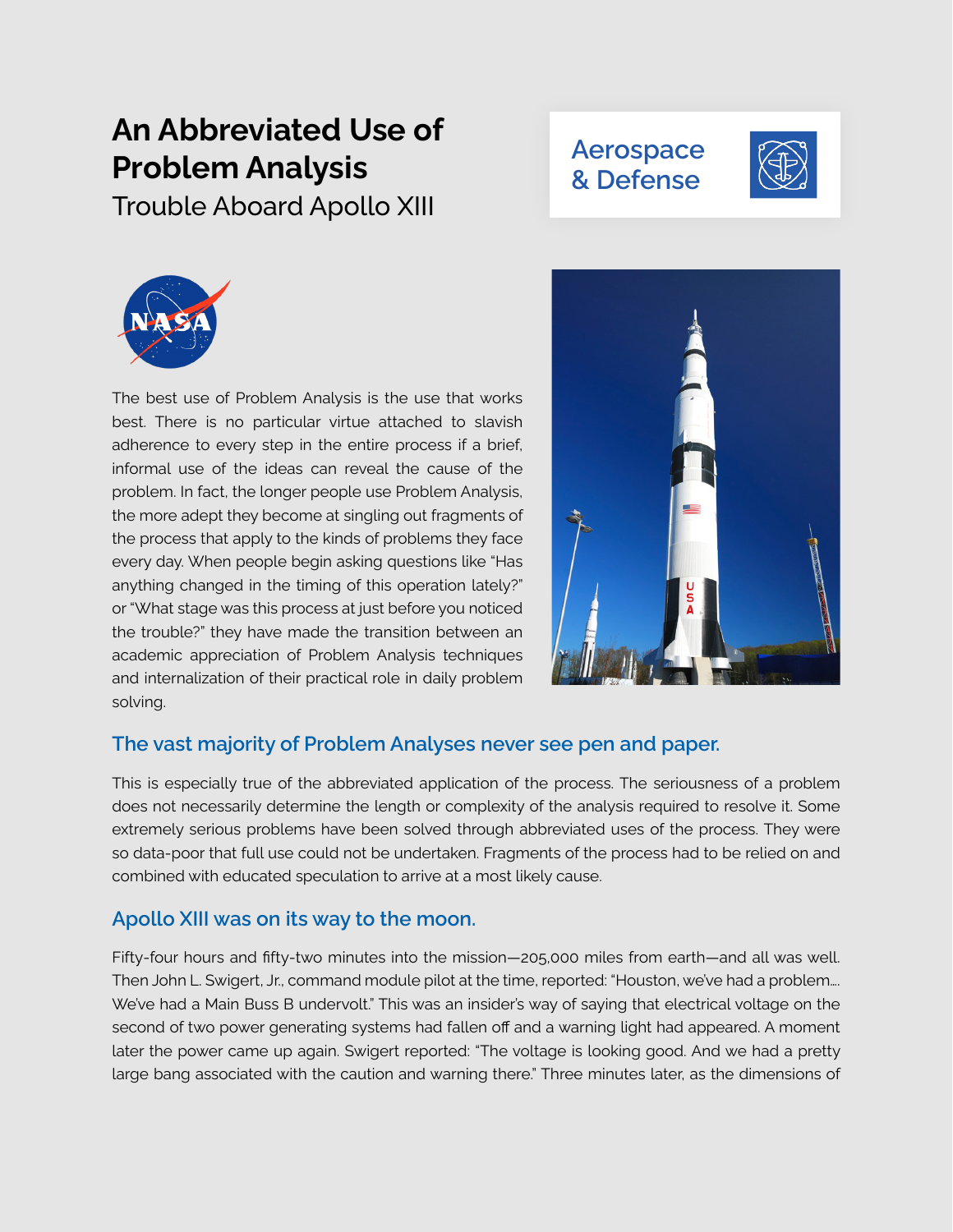# An Abbreviated Use of Problem Analysis

Trouble Aboard Apollo XIII

Aerospace & Defense

The best use of Problem Analysis is the use that works best. There is no particular virtue attached to slavish adherence to every step in the entire process if a brief, informal use of the ideas can reveal the cause of the problem. In fact, the longer people use Problem Analysis, the more adept they become at singling out fragments of the process that apply to the kinds of problems they face every day. When people begin asking questions like "Has anything changed in the timing of this operation lately?" or "What stage was this process at just before you noticed the trouble?" they have made the transition between an academic appreciation of Problem Analysis techniques and internalization of their practical role in daily problem solving.

## The vast majority of Problem Analyses never see pen and paper.

This is especially true of the abbreviated application of the process. The seriousness of a problem does not necessarily determine the length or complexity of the analysis required to resolve it. Some extremely serious problems have been solved through abbreviated uses of the process. They were so data-poor that full use could not be undertaken. Fragments of the process had to be relied on and combined with educated speculation to arrive at a most likely cause.

## Apollo XIII was on its way to the moon.

Fifty-four hours and fifty-two minutes into the mission—205,000 miles from earth—and all was well. Then John L. Swigert, Jr., command module pilot at the time, reported: "Houston, we've had a problem.... We've had a Main Buss B undervolt." This was an insider's way of saying that electrical voltage on the second of two power generating systems had fallen off and a warning light had appeared. A moment later the power came up again. Swigert reported: "The voltage is looking good. And we had a pretty large bang associated with the caution and warning there." Three minutes later, as the dimensions of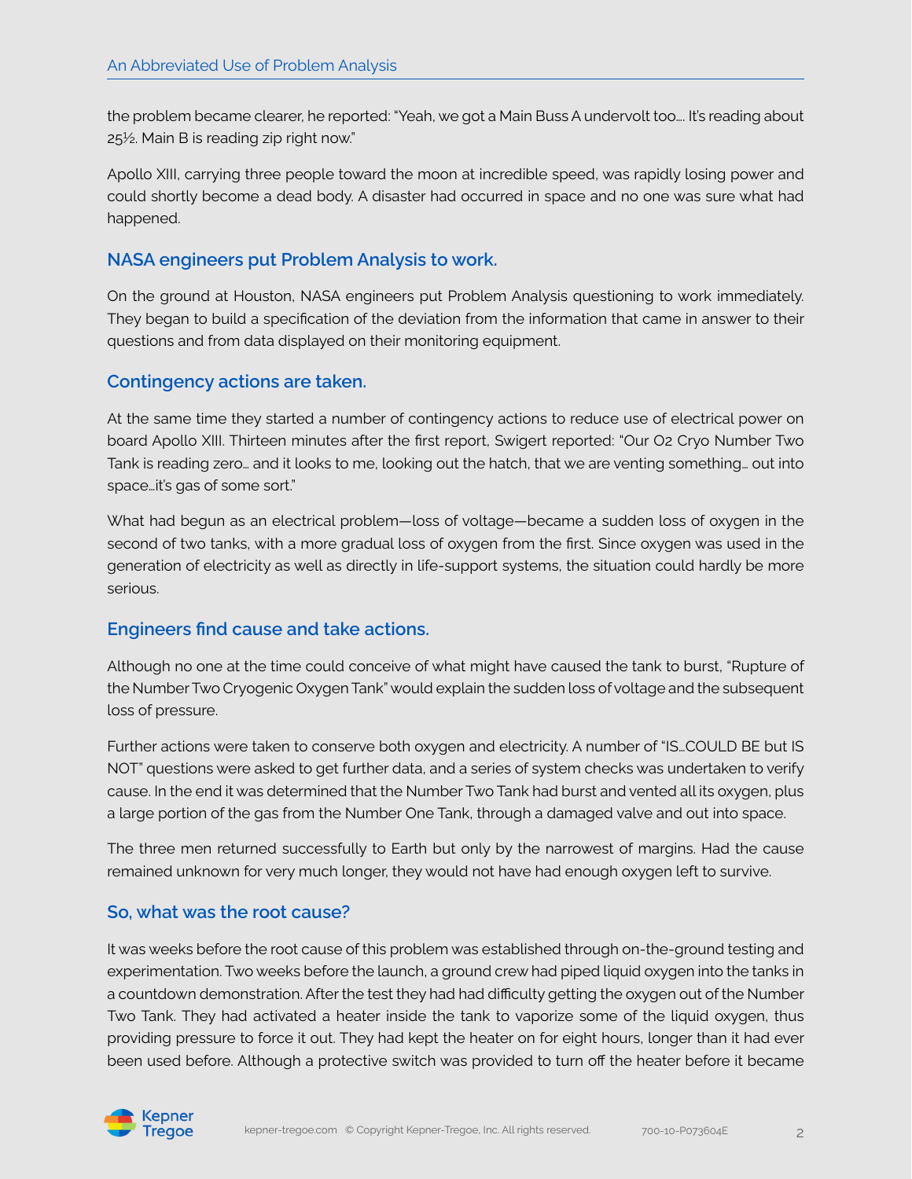the problem became clearer, he reported: "Yeah, we got a Main Buss A undervolt too.... It's reading about 25½. Main B is reading zip right now."

Apollo XIII, carrying three people toward the moon at incredible speed, was rapidly losing power and could shortly become a dead body. A disaster had occurred in space and no one was sure what had happened.

## NASA engineers put Problem Analysis to work.

On the ground at Houston, NASA engineers put Problem Analysis questioning to work immediately. They began to build a specification of the deviation from the information that came in answer to their questions and from data displayed on their monitoring equipment.

## Contingency actions are taken.

At the same time they started a number of contingency actions to reduce use of electrical power on board Apollo XIII. Thirteen minutes after the first report, Swigert reported: "Our O2 Cryo Number Two Tank is reading zero... and it looks to me, looking out the hatch, that we are venting something... out into space...it's gas of some sort."

What had begun as an electrical problem—loss of voltage—became a sudden loss of oxygen in the second of two tanks, with a more gradual loss of oxygen from the first. Since oxygen was used in the generation of electricity as well as directly in life-support systems, the situation could hardly be more serious.

## Engineers find cause and take actions.

Although no one at the time could conceive of what might have caused the tank to burst, "Rupture of the Number Two Cryogenic Oxygen Tank" would explain the sudden loss of voltage and the subsequent loss of pressure.

Further actions were taken to conserve both oxygen and electricity. A number of "IS...COULD BE but IS NOT" questions were asked to get further data, and a series of system checks was undertaken to verify cause. In the end it was determined that the Number Two Tank had burst and vented all its oxygen, plus a large portion of the gas from the Number One Tank, through a damaged valve and out into space.

The three men returned successfully to Earth but only by the narrowest of margins. Had the cause remained unknown for very much longer, they would not have had enough oxygen left to survive.

## So, what was the root cause?

It was weeks before the root cause of this problem was established through on-the-ground testing and experimentation. Two weeks before the launch, a ground crew had piped liquid oxygen into the tanks in a countdown demonstration. After the test they had had difficulty getting the oxygen out of the Number Two Tank. They had activated a heater inside the tank to vaporize some of the liquid oxygen, thus providing pressure to force it out. They had kept the heater on for eight hours, longer than it had ever been used before. Although a protective switch was provided to turn off the heater before it became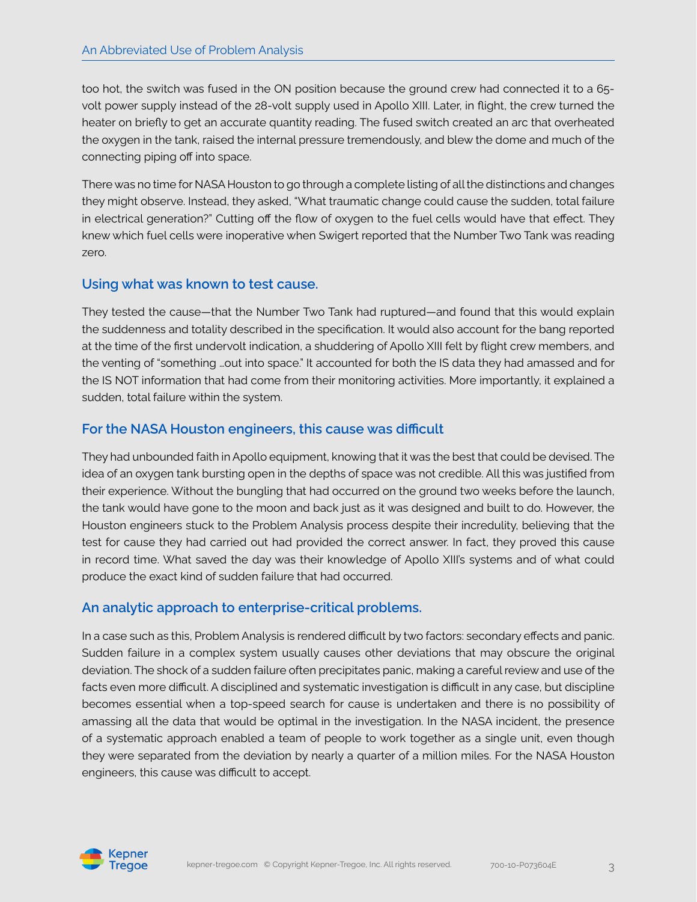too hot, the switch was fused in the ON position because the ground crew had connected it to a 65-volt power supply instead of the 28-volt supply used in Apollo XIII. Later, in flight, the crew turned the heater on briefly to get an accurate quantity reading. The fused switch created an arc that overheated the oxygen in the tank, raised the internal pressure tremendously, and blew the dome and much of the connecting piping off into space.

There was no time for NASA Houston to go through a complete listing of all the distinctions and changes they might observe. Instead, they asked, "What traumatic change could cause the sudden, total failure in electrical generation?" Cutting off the flow of oxygen to the fuel cells would have that effect. They knew which fuel cells were inoperative when Swigert reported that the Number Two Tank was reading zero.

## Using what was known to test cause.

They tested the cause—that the Number Two Tank had ruptured—and found that this would explain the suddenness and totality described in the specification. It would also account for the bang reported at the time of the first undervolt indication, a shuddering of Apollo XIII felt by flight crew members, and the venting of "something …out into space." It accounted for both the IS data they had amassed and for the IS NOT information that had come from their monitoring activities. More importantly, it explained a sudden, total failure within the system.

## For the NASA Houston engineers, this cause was difficult

They had unbounded faith in Apollo equipment, knowing that it was the best that could be devised. The idea of an oxygen tank bursting open in the depths of space was not credible. All this was justified from their experience. Without the bungling that had occurred on the ground two weeks before the launch, the tank would have gone to the moon and back just as it was designed and built to do. However, the Houston engineers stuck to the Problem Analysis process despite their incredulity, believing that the test for cause they had carried out had provided the correct answer. In fact, they proved this cause in record time. What saved the day was their knowledge of Apollo XIII's systems and of what could produce the exact kind of sudden failure that had occurred.

## An analytic approach to enterprise-critical problems.

In a case such as this, Problem Analysis is rendered difficult by two factors: secondary effects and panic. Sudden failure in a complex system usually causes other deviations that may obscure the original deviation. The shock of a sudden failure often precipitates panic, making a careful review and use of the facts even more difficult. A disciplined and systematic investigation is difficult in any case, but discipline becomes essential when a top-speed search for cause is undertaken and there is no possibility of amassing all the data that would be optimal in the investigation. In the NASA incident, the presence of a systematic approach enabled a team of people to work together as a single unit, even though they were separated from the deviation by nearly a quarter of a million miles. For the NASA Houston engineers, this cause was difficult to accept.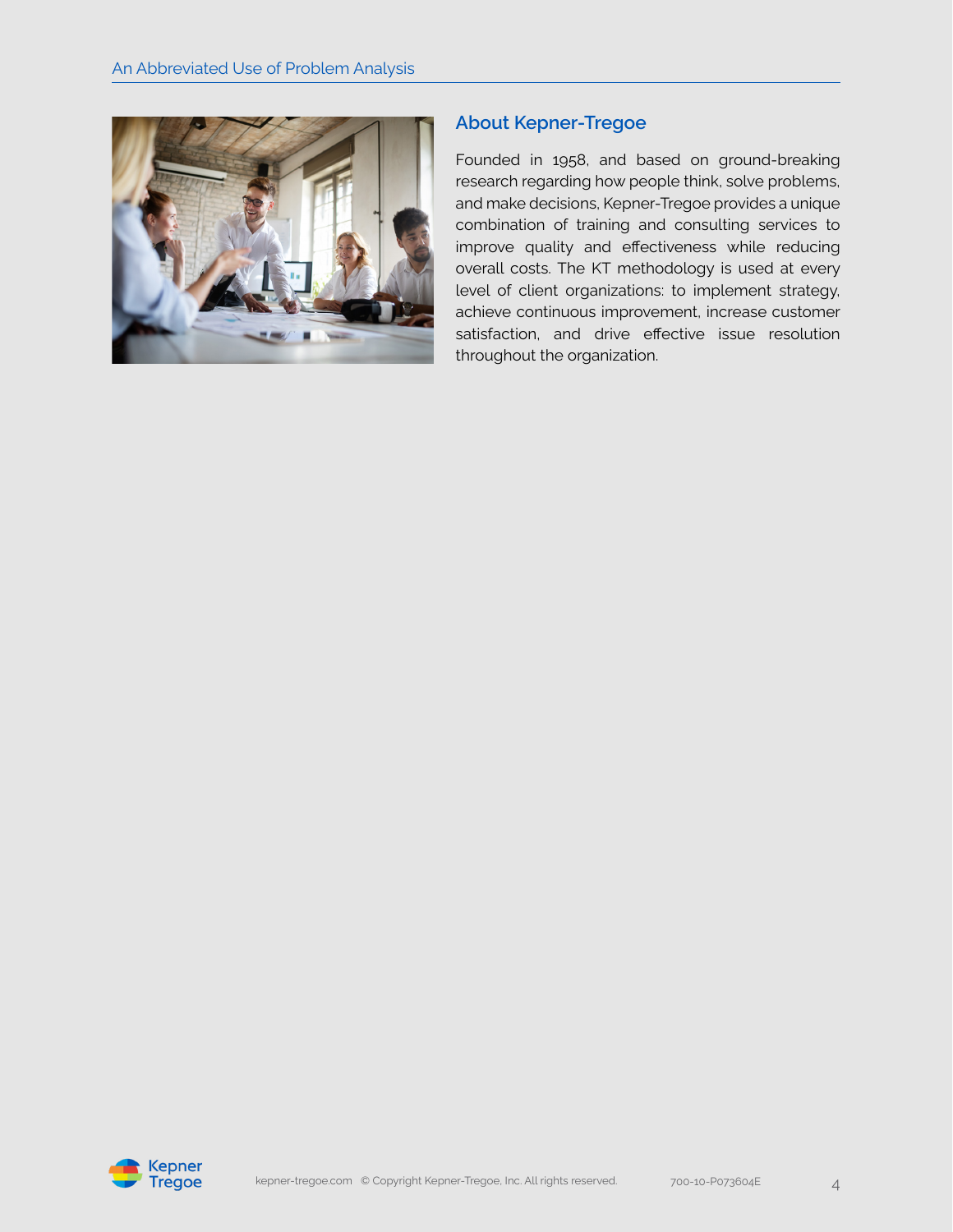## About Kepner-Tregoe

Founded in 1958, and based on ground-breaking research regarding how people think, solve problems, and make decisions, Kepner-Tregoe provides a unique combination of training and consulting services to improve quality and effectiveness while reducing overall costs. The KT methodology is used at every level of client organizations: to implement strategy, achieve continuous improvement, increase customer satisfaction, and drive effective issue resolution throughout the organization.